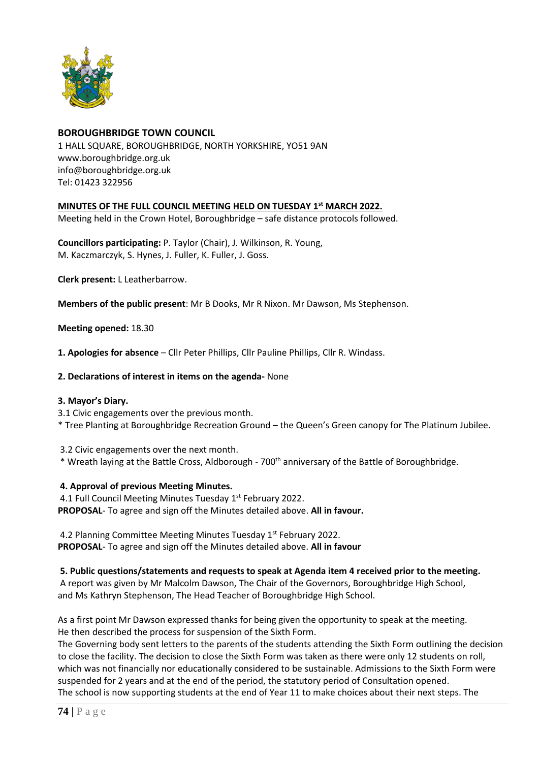**BOROUGHBRIDGE TOWN COUNCIL**

1 HALL SQUARE, BOROUGHBRIDGE, NORTH YORKSHIRE, YO51 9AN
www.boroughbridge.org.uk
info@boroughbridge.org.uk
Tel: 01423 322956

**MINUTES OF THE FULL COUNCIL MEETING HELD ON TUESDAY 1st MARCH 2022.**

Meeting held in the Crown Hotel, Boroughbridge – safe distance protocols followed.

**Councillors participating:** P. Taylor (Chair), J. Wilkinson, R. Young, M. Kaczmarczyk, S. Hynes, J. Fuller, K. Fuller, J. Goss.

**Clerk present:** L Leatherbarrow.

**Members of the public present**: Mr B Dooks, Mr R Nixon. Mr Dawson, Ms Stephenson.

**Meeting opened:** 18.30

**1. Apologies for absence** – Cllr Peter Phillips, Cllr Pauline Phillips, Cllr R. Windass.

**2. Declarations of interest in items on the agenda-** None

**3. Mayor's Diary.**

3.1 Civic engagements over the previous month.

* Tree Planting at Boroughbridge Recreation Ground – the Queen's Green canopy for The Platinum Jubilee.

3.2 Civic engagements over the next month.

* Wreath laying at the Battle Cross, Aldborough - 700th anniversary of the Battle of Boroughbridge.

**4. Approval of previous Meeting Minutes.**

4.1 Full Council Meeting Minutes Tuesday 1st February 2022.

**PROPOSAL**- To agree and sign off the Minutes detailed above. **All in favour.**

4.2 Planning Committee Meeting Minutes Tuesday 1st February 2022.

**PROPOSAL**- To agree and sign off the Minutes detailed above. **All in favour**

**5. Public questions/statements and requests to speak at Agenda item 4 received prior to the meeting.**

A report was given by Mr Malcolm Dawson, The Chair of the Governors, Boroughbridge High School, and Ms Kathryn Stephenson, The Head Teacher of Boroughbridge High School.

As a first point Mr Dawson expressed thanks for being given the opportunity to speak at the meeting. He then described the process for suspension of the Sixth Form.

The Governing body sent letters to the parents of the students attending the Sixth Form outlining the decision to close the facility. The decision to close the Sixth Form was taken as there were only 12 students on roll, which was not financially nor educationally considered to be sustainable. Admissions to the Sixth Form were suspended for 2 years and at the end of the period, the statutory period of Consultation opened.

The school is now supporting students at the end of Year 11 to make choices about their next steps. The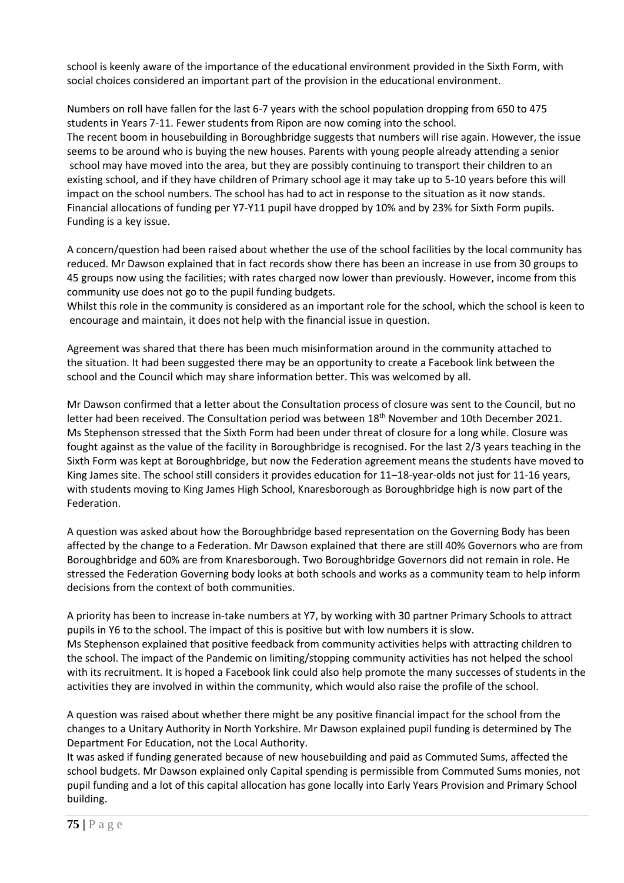school is keenly aware of the importance of the educational environment provided in the Sixth Form, with social choices considered an important part of the provision in the educational environment.

Numbers on roll have fallen for the last 6-7 years with the school population dropping from 650 to 475 students in Years 7-11. Fewer students from Ripon are now coming into the school.
The recent boom in housebuilding in Boroughbridge suggests that numbers will rise again. However, the issue seems to be around who is buying the new houses. Parents with young people already attending a senior school may have moved into the area, but they are possibly continuing to transport their children to an existing school, and if they have children of Primary school age it may take up to 5-10 years before this will impact on the school numbers. The school has had to act in response to the situation as it now stands. Financial allocations of funding per Y7-Y11 pupil have dropped by 10% and by 23% for Sixth Form pupils. Funding is a key issue.

A concern/question had been raised about whether the use of the school facilities by the local community has reduced. Mr Dawson explained that in fact records show there has been an increase in use from 30 groups to 45 groups now using the facilities; with rates charged now lower than previously. However, income from this community use does not go to the pupil funding budgets.
Whilst this role in the community is considered as an important role for the school, which the school is keen to encourage and maintain, it does not help with the financial issue in question.

Agreement was shared that there has been much misinformation around in the community attached to the situation. It had been suggested there may be an opportunity to create a Facebook link between the school and the Council which may share information better. This was welcomed by all.

Mr Dawson confirmed that a letter about the Consultation process of closure was sent to the Council, but no letter had been received. The Consultation period was between 18th November and 10th December 2021. Ms Stephenson stressed that the Sixth Form had been under threat of closure for a long while. Closure was fought against as the value of the facility in Boroughbridge is recognised. For the last 2/3 years teaching in the Sixth Form was kept at Boroughbridge, but now the Federation agreement means the students have moved to King James site. The school still considers it provides education for 11–18-year-olds not just for 11-16 years, with students moving to King James High School, Knaresborough as Boroughbridge high is now part of the Federation.

A question was asked about how the Boroughbridge based representation on the Governing Body has been affected by the change to a Federation. Mr Dawson explained that there are still 40% Governors who are from Boroughbridge and 60% are from Knaresborough. Two Boroughbridge Governors did not remain in role. He stressed the Federation Governing body looks at both schools and works as a community team to help inform decisions from the context of both communities.

A priority has been to increase in-take numbers at Y7, by working with 30 partner Primary Schools to attract pupils in Y6 to the school. The impact of this is positive but with low numbers it is slow.
Ms Stephenson explained that positive feedback from community activities helps with attracting children to the school. The impact of the Pandemic on limiting/stopping community activities has not helped the school with its recruitment. It is hoped a Facebook link could also help promote the many successes of students in the activities they are involved in within the community, which would also raise the profile of the school.

A question was raised about whether there might be any positive financial impact for the school from the changes to a Unitary Authority in North Yorkshire. Mr Dawson explained pupil funding is determined by The Department For Education, not the Local Authority.
It was asked if funding generated because of new housebuilding and paid as Commuted Sums, affected the school budgets. Mr Dawson explained only Capital spending is permissible from Commuted Sums monies, not pupil funding and a lot of this capital allocation has gone locally into Early Years Provision and Primary School building.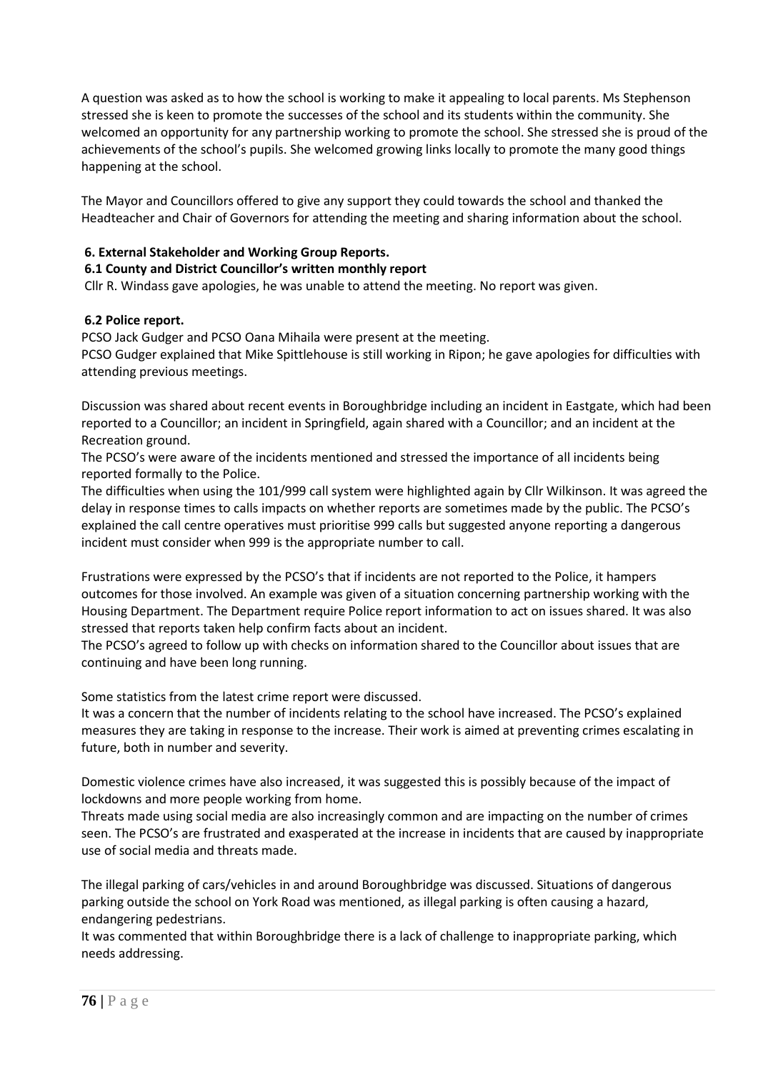A question was asked as to how the school is working to make it appealing to local parents. Ms Stephenson stressed she is keen to promote the successes of the school and its students within the community. She welcomed an opportunity for any partnership working to promote the school. She stressed she is proud of the achievements of the school's pupils. She welcomed growing links locally to promote the many good things happening at the school.

The Mayor and Councillors offered to give any support they could towards the school and thanked the Headteacher and Chair of Governors for attending the meeting and sharing information about the school.

**6. External Stakeholder and Working Group Reports.**

**6.1 County and District Councillor's written monthly report**

Cllr R. Windass gave apologies, he was unable to attend the meeting. No report was given.

**6.2 Police report.**

PCSO Jack Gudger and PCSO Oana Mihaila were present at the meeting.
PCSO Gudger explained that Mike Spittlehouse is still working in Ripon; he gave apologies for difficulties with attending previous meetings.

Discussion was shared about recent events in Boroughbridge including an incident in Eastgate, which had been reported to a Councillor; an incident in Springfield, again shared with a Councillor; and an incident at the Recreation ground.
The PCSO's were aware of the incidents mentioned and stressed the importance of all incidents being reported formally to the Police.
The difficulties when using the 101/999 call system were highlighted again by Cllr Wilkinson. It was agreed the delay in response times to calls impacts on whether reports are sometimes made by the public. The PCSO's explained the call centre operatives must prioritise 999 calls but suggested anyone reporting a dangerous incident must consider when 999 is the appropriate number to call.

Frustrations were expressed by the PCSO's that if incidents are not reported to the Police, it hampers outcomes for those involved. An example was given of a situation concerning partnership working with the Housing Department. The Department require Police report information to act on issues shared. It was also stressed that reports taken help confirm facts about an incident.
The PCSO's agreed to follow up with checks on information shared to the Councillor about issues that are continuing and have been long running.

Some statistics from the latest crime report were discussed.
It was a concern that the number of incidents relating to the school have increased. The PCSO's explained measures they are taking in response to the increase. Their work is aimed at preventing crimes escalating in future, both in number and severity.

Domestic violence crimes have also increased, it was suggested this is possibly because of the impact of lockdowns and more people working from home.
Threats made using social media are also increasingly common and are impacting on the number of crimes seen. The PCSO's are frustrated and exasperated at the increase in incidents that are caused by inappropriate use of social media and threats made.

The illegal parking of cars/vehicles in and around Boroughbridge was discussed. Situations of dangerous parking outside the school on York Road was mentioned, as illegal parking is often causing a hazard, endangering pedestrians.
It was commented that within Boroughbridge there is a lack of challenge to inappropriate parking, which needs addressing.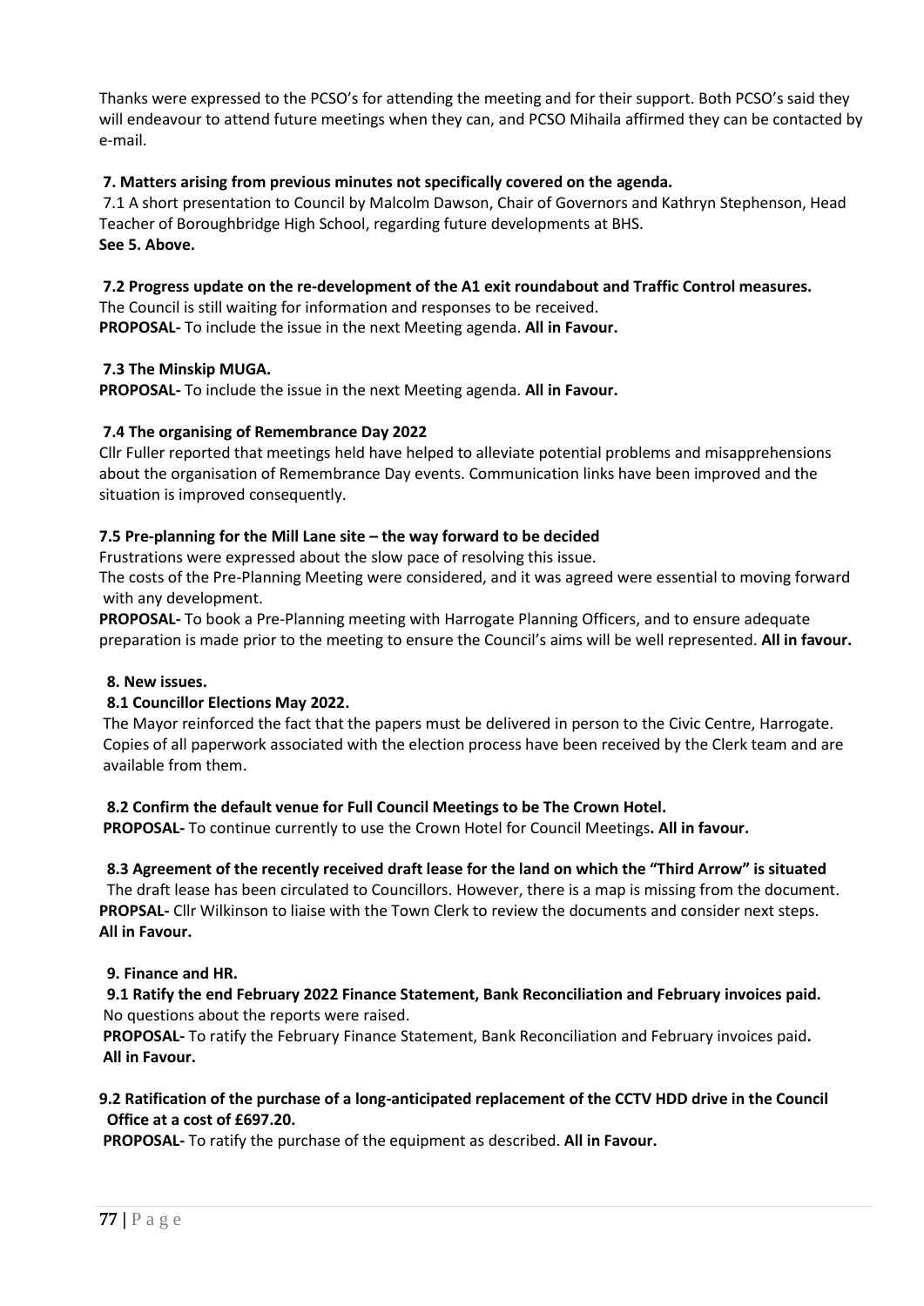Thanks were expressed to the PCSO's for attending the meeting and for their support. Both PCSO's said they will endeavour to attend future meetings when they can, and PCSO Mihaila affirmed they can be contacted by e-mail.

**7. Matters arising from previous minutes not specifically covered on the agenda.**

7.1 A short presentation to Council by Malcolm Dawson, Chair of Governors and Kathryn Stephenson, Head Teacher of Boroughbridge High School, regarding future developments at BHS.
**See 5. Above.**

**7.2 Progress update on the re-development of the A1 exit roundabout and Traffic Control measures.**
The Council is still waiting for information and responses to be received.
**PROPOSAL-** To include the issue in the next Meeting agenda. **All in Favour.**

**7.3 The Minskip MUGA.**
**PROPOSAL-** To include the issue in the next Meeting agenda. **All in Favour.**

**7.4 The organising of Remembrance Day 2022**
Cllr Fuller reported that meetings held have helped to alleviate potential problems and misapprehensions about the organisation of Remembrance Day events. Communication links have been improved and the situation is improved consequently.

**7.5 Pre-planning for the Mill Lane site – the way forward to be decided**
Frustrations were expressed about the slow pace of resolving this issue.
The costs of the Pre-Planning Meeting were considered, and it was agreed were essential to moving forward with any development.
**PROPOSAL-** To book a Pre-Planning meeting with Harrogate Planning Officers, and to ensure adequate preparation is made prior to the meeting to ensure the Council's aims will be well represented. **All in favour.**

**8. New issues.**

**8.1 Councillor Elections May 2022.**
The Mayor reinforced the fact that the papers must be delivered in person to the Civic Centre, Harrogate. Copies of all paperwork associated with the election process have been received by the Clerk team and are available from them.

**8.2 Confirm the default venue for Full Council Meetings to be The Crown Hotel.**
**PROPOSAL-** To continue currently to use the Crown Hotel for Council Meetings**. All in favour.**

**8.3 Agreement of the recently received draft lease for the land on which the "Third Arrow" is situated**
The draft lease has been circulated to Councillors. However, there is a map is missing from the document.
**PROPSAL-** Cllr Wilkinson to liaise with the Town Clerk to review the documents and consider next steps.
**All in Favour.**

**9. Finance and HR.**

**9.1 Ratify the end February 2022 Finance Statement, Bank Reconciliation and February invoices paid.**
No questions about the reports were raised.
**PROPOSAL-** To ratify the February Finance Statement, Bank Reconciliation and February invoices paid**.**
**All in Favour.**

**9.2 Ratification of the purchase of a long-anticipated replacement of the CCTV HDD drive in the Council Office at a cost of £697.20.**
**PROPOSAL-** To ratify the purchase of the equipment as described. **All in Favour.**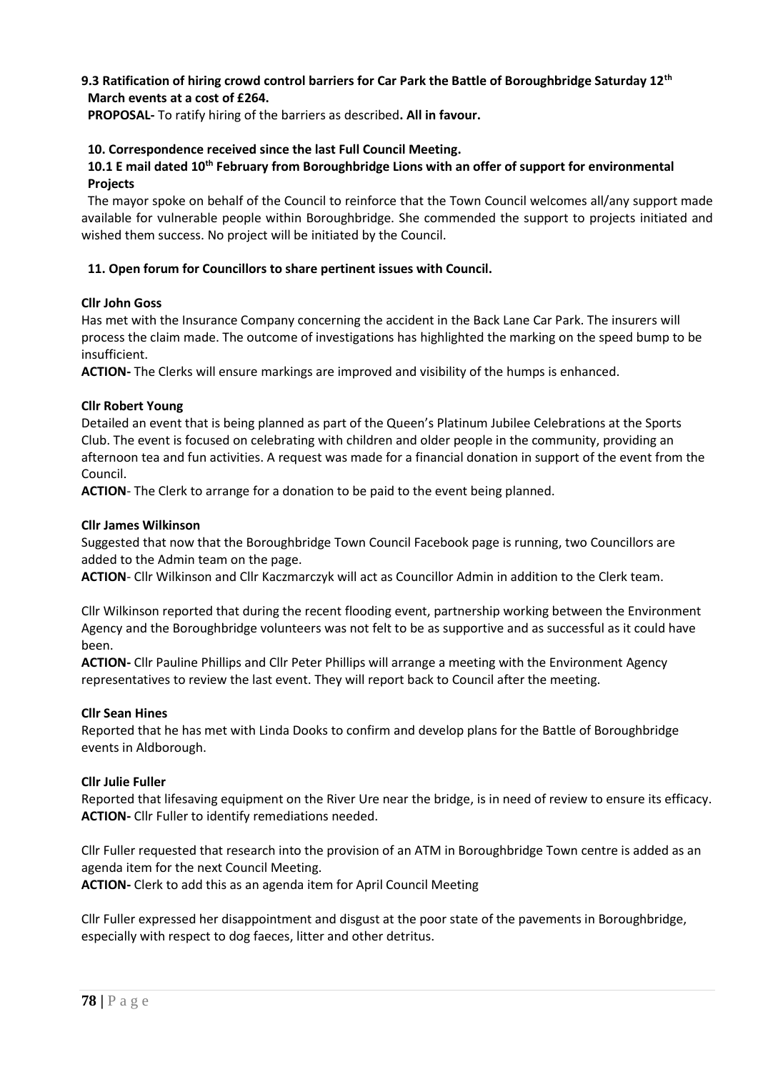**9.3 Ratification of hiring crowd control barriers for Car Park the Battle of Boroughbridge Saturday 12th March events at a cost of £264.**

**PROPOSAL-** To ratify hiring of the barriers as described**. All in favour.**

**10. Correspondence received since the last Full Council Meeting.**

**10.1 E mail dated 10th February from Boroughbridge Lions with an offer of support for environmental Projects**

The mayor spoke on behalf of the Council to reinforce that the Town Council welcomes all/any support made available for vulnerable people within Boroughbridge. She commended the support to projects initiated and wished them success. No project will be initiated by the Council.

**11. Open forum for Councillors to share pertinent issues with Council.**

**Cllr John Goss**

Has met with the Insurance Company concerning the accident in the Back Lane Car Park. The insurers will process the claim made. The outcome of investigations has highlighted the marking on the speed bump to be insufficient.

**ACTION-** The Clerks will ensure markings are improved and visibility of the humps is enhanced.

**Cllr Robert Young**

Detailed an event that is being planned as part of the Queen's Platinum Jubilee Celebrations at the Sports Club. The event is focused on celebrating with children and older people in the community, providing an afternoon tea and fun activities. A request was made for a financial donation in support of the event from the Council.

**ACTION**- The Clerk to arrange for a donation to be paid to the event being planned.

**Cllr James Wilkinson**

Suggested that now that the Boroughbridge Town Council Facebook page is running, two Councillors are added to the Admin team on the page.

**ACTION**- Cllr Wilkinson and Cllr Kaczmarczyk will act as Councillor Admin in addition to the Clerk team.

Cllr Wilkinson reported that during the recent flooding event, partnership working between the Environment Agency and the Boroughbridge volunteers was not felt to be as supportive and as successful as it could have been.

**ACTION-** Cllr Pauline Phillips and Cllr Peter Phillips will arrange a meeting with the Environment Agency representatives to review the last event. They will report back to Council after the meeting.

**Cllr Sean Hines**

Reported that he has met with Linda Dooks to confirm and develop plans for the Battle of Boroughbridge events in Aldborough.

**Cllr Julie Fuller**

Reported that lifesaving equipment on the River Ure near the bridge, is in need of review to ensure its efficacy.

**ACTION-** Cllr Fuller to identify remediations needed.

Cllr Fuller requested that research into the provision of an ATM in Boroughbridge Town centre is added as an agenda item for the next Council Meeting.

**ACTION-** Clerk to add this as an agenda item for April Council Meeting

Cllr Fuller expressed her disappointment and disgust at the poor state of the pavements in Boroughbridge, especially with respect to dog faeces, litter and other detritus.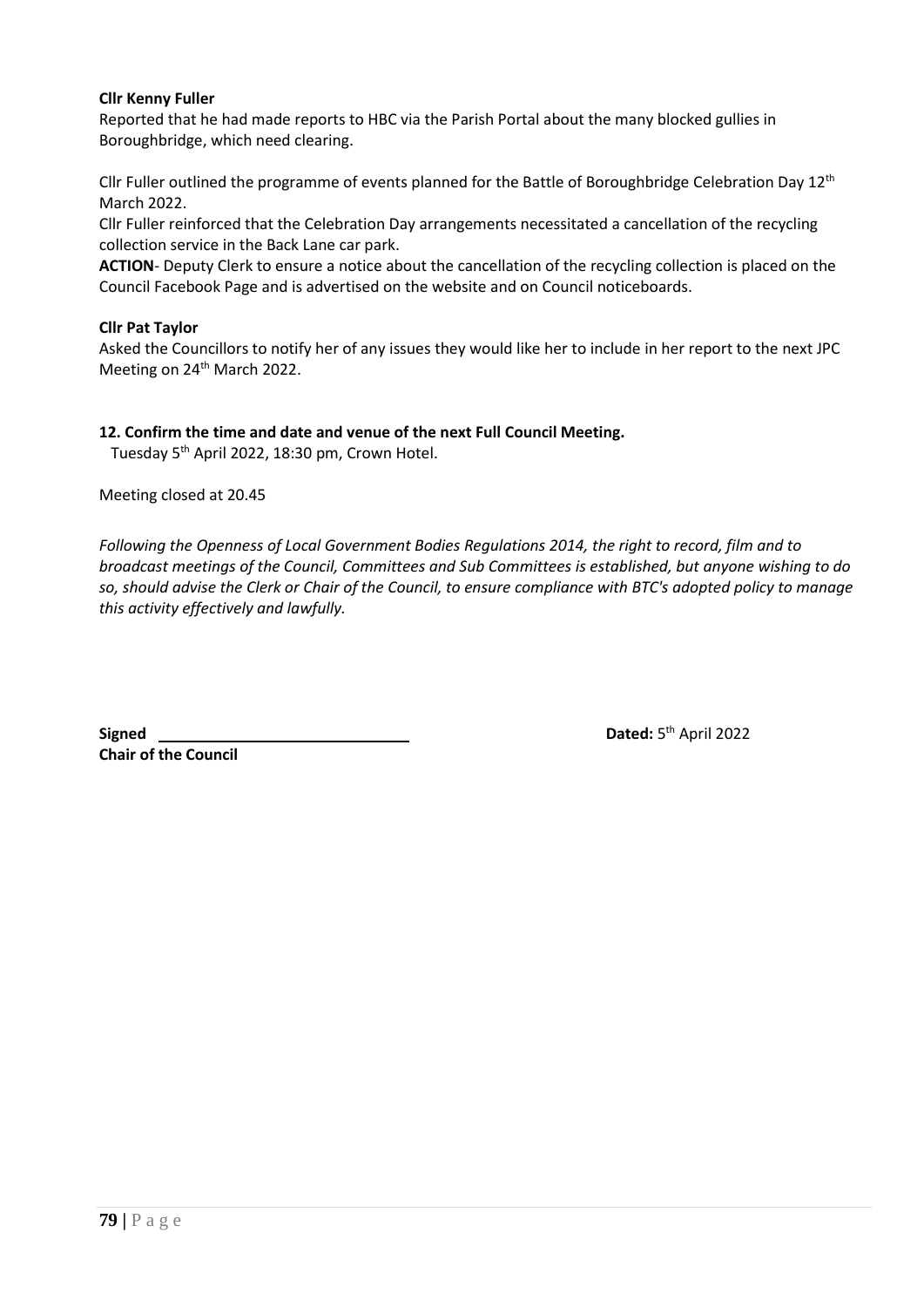**Cllr Kenny Fuller**

Reported that he had made reports to HBC via the Parish Portal about the many blocked gullies in Boroughbridge, which need clearing.

Cllr Fuller outlined the programme of events planned for the Battle of Boroughbridge Celebration Day 12th March 2022.

Cllr Fuller reinforced that the Celebration Day arrangements necessitated a cancellation of the recycling collection service in the Back Lane car park.

**ACTION**- Deputy Clerk to ensure a notice about the cancellation of the recycling collection is placed on the Council Facebook Page and is advertised on the website and on Council noticeboards.

**Cllr Pat Taylor**

Asked the Councillors to notify her of any issues they would like her to include in her report to the next JPC Meeting on 24th March 2022.

**12. Confirm the time and date and venue of the next Full Council Meeting.**

Tuesday 5th April 2022, 18:30 pm, Crown Hotel.

Meeting closed at 20.45

*Following the Openness of Local Government Bodies Regulations 2014, the right to record, film and to broadcast meetings of the Council, Committees and Sub Committees is established, but anyone wishing to do so, should advise the Clerk or Chair of the Council, to ensure compliance with BTC's adopted policy to manage this activity effectively and lawfully.*

**Signed** ______________________________ **Dated:** 5th April 2022

**Chair of the Council**